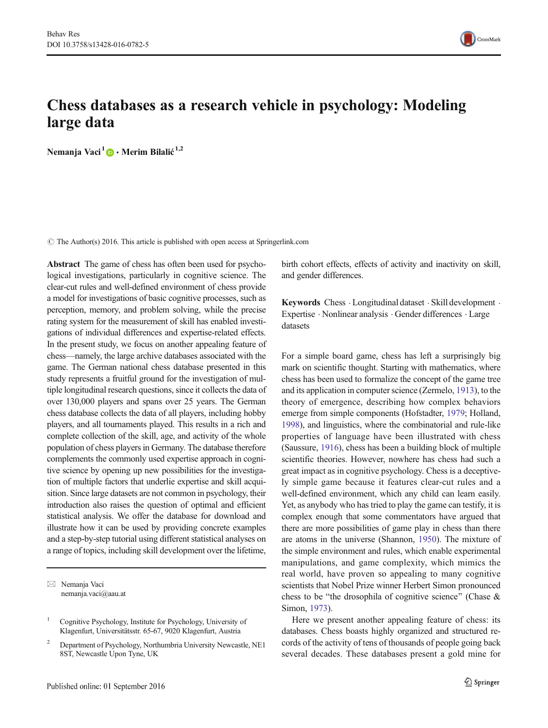# Chess databases as a research vehicle in psychology: Modeling large data

**Nemanja Vaci**[1] **· Merim Bilalić**[1,2]

© The Author(s) 2016. This article is published with open access at Springerlink.com

**Abstract** The game of chess has often been used for psychological investigations, particularly in cognitive science. The clear-cut rules and well-defined environment of chess provide a model for investigations of basic cognitive processes, such as perception, memory, and problem solving, while the precise rating system for the measurement of skill has enabled investigations of individual differences and expertise-related effects. In the present study, we focus on another appealing feature of chess—namely, the large archive databases associated with the game. The German national chess database presented in this study represents a fruitful ground for the investigation of multiple longitudinal research questions, since it collects the data of over 130,000 players and spans over 25 years. The German chess database collects the data of all players, including hobby players, and all tournaments played. This results in a rich and complete collection of the skill, age, and activity of the whole population of chess players in Germany. The database therefore complements the commonly used expertise approach in cognitive science by opening up new possibilities for the investigation of multiple factors that underlie expertise and skill acquisition. Since large datasets are not common in psychology, their introduction also raises the question of optimal and efficient statistical analysis. We offer the database for download and illustrate how it can be used by providing concrete examples and a step-by-step tutorial using different statistical analyses on a range of topics, including skill development over the lifetime, birth cohort effects, effects of activity and inactivity on skill, and gender differences.

**Keywords** Chess · Longitudinal dataset · Skill development · Expertise · Nonlinear analysis · Gender differences · Large datasets

For a simple board game, chess has left a surprisingly big mark on scientific thought. Starting with mathematics, where chess has been used to formalize the concept of the game tree and its application in computer science (Zermelo, 1913), to the theory of emergence, describing how complex behaviors emerge from simple components (Hofstadter, 1979; Holland, 1998), and linguistics, where the combinatorial and rule-like properties of language have been illustrated with chess (Saussure, 1916), chess has been a building block of multiple scientific theories. However, nowhere has chess had such a great impact as in cognitive psychology. Chess is a deceptively simple game because it features clear-cut rules and a well-defined environment, which any child can learn easily. Yet, as anybody who has tried to play the game can testify, it is complex enough that some commentators have argued that there are more possibilities of game play in chess than there are atoms in the universe (Shannon, 1950). The mixture of the simple environment and rules, which enable experimental manipulations, and game complexity, which mimics the real world, have proven so appealing to many cognitive scientists that Nobel Prize winner Herbert Simon pronounced chess to be "the drosophila of cognitive science" (Chase & Simon, 1973).

Here we present another appealing feature of chess: its databases. Chess boasts highly organized and structured records of the activity of tens of thousands of people going back several decades. These databases present a gold mine for

---

✉ Nemanja Vaci
nemanja.vaci@aau.at

[1] Cognitive Psychology, Institute for Psychology, University of Klagenfurt, Universitätsstr. 65-67, 9020 Klagenfurt, Austria

[2] Department of Psychology, Northumbria University Newcastle, NE1 8ST, Newcastle Upon Tyne, UK

Published online: 01 September 2016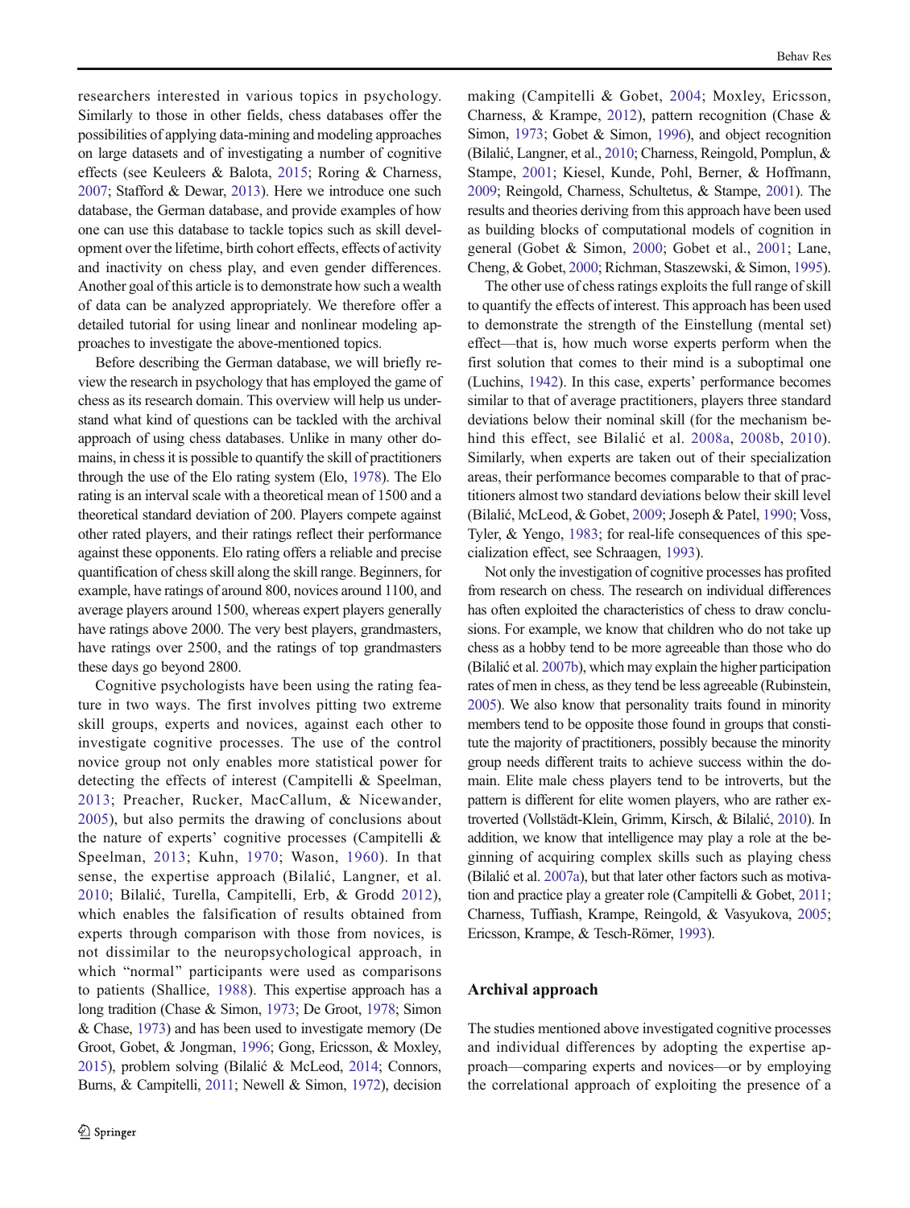researchers interested in various topics in psychology. Similarly to those in other fields, chess databases offer the possibilities of applying data-mining and modeling approaches on large datasets and of investigating a number of cognitive effects (see Keuleers & Balota, 2015; Roring & Charness, 2007; Stafford & Dewar, 2013). Here we introduce one such database, the German database, and provide examples of how one can use this database to tackle topics such as skill development over the lifetime, birth cohort effects, effects of activity and inactivity on chess play, and even gender differences. Another goal of this article is to demonstrate how such a wealth of data can be analyzed appropriately. We therefore offer a detailed tutorial for using linear and nonlinear modeling approaches to investigate the above-mentioned topics.

Before describing the German database, we will briefly review the research in psychology that has employed the game of chess as its research domain. This overview will help us understand what kind of questions can be tackled with the archival approach of using chess databases. Unlike in many other domains, in chess it is possible to quantify the skill of practitioners through the use of the Elo rating system (Elo, 1978). The Elo rating is an interval scale with a theoretical mean of 1500 and a theoretical standard deviation of 200. Players compete against other rated players, and their ratings reflect their performance against these opponents. Elo rating offers a reliable and precise quantification of chess skill along the skill range. Beginners, for example, have ratings of around 800, novices around 1100, and average players around 1500, whereas expert players generally have ratings above 2000. The very best players, grandmasters, have ratings over 2500, and the ratings of top grandmasters these days go beyond 2800.

Cognitive psychologists have been using the rating feature in two ways. The first involves pitting two extreme skill groups, experts and novices, against each other to investigate cognitive processes. The use of the control novice group not only enables more statistical power for detecting the effects of interest (Campitelli & Speelman, 2013; Preacher, Rucker, MacCallum, & Nicewander, 2005), but also permits the drawing of conclusions about the nature of experts' cognitive processes (Campitelli & Speelman, 2013; Kuhn, 1970; Wason, 1960). In that sense, the expertise approach (Bilalić, Langner, et al. 2010; Bilalić, Turella, Campitelli, Erb, & Grodd 2012), which enables the falsification of results obtained from experts through comparison with those from novices, is not dissimilar to the neuropsychological approach, in which "normal" participants were used as comparisons to patients (Shallice, 1988). This expertise approach has a long tradition (Chase & Simon, 1973; De Groot, 1978; Simon & Chase, 1973) and has been used to investigate memory (De Groot, Gobet, & Jongman, 1996; Gong, Ericsson, & Moxley, 2015), problem solving (Bilalić & McLeod, 2014; Connors, Burns, & Campitelli, 2011; Newell & Simon, 1972), decision making (Campitelli & Gobet, 2004; Moxley, Ericsson, Charness, & Krampe, 2012), pattern recognition (Chase & Simon, 1973; Gobet & Simon, 1996), and object recognition (Bilalić, Langner, et al., 2010; Charness, Reingold, Pomplun, & Stampe, 2001; Kiesel, Kunde, Pohl, Berner, & Hoffmann, 2009; Reingold, Charness, Schultetus, & Stampe, 2001). The results and theories deriving from this approach have been used as building blocks of computational models of cognition in general (Gobet & Simon, 2000; Gobet et al., 2001; Lane, Cheng, & Gobet, 2000; Richman, Staszewski, & Simon, 1995).

The other use of chess ratings exploits the full range of skill to quantify the effects of interest. This approach has been used to demonstrate the strength of the Einstellung (mental set) effect—that is, how much worse experts perform when the first solution that comes to their mind is a suboptimal one (Luchins, 1942). In this case, experts' performance becomes similar to that of average practitioners, players three standard deviations below their nominal skill (for the mechanism behind this effect, see Bilalić et al. 2008a, 2008b, 2010). Similarly, when experts are taken out of their specialization areas, their performance becomes comparable to that of practitioners almost two standard deviations below their skill level (Bilalić, McLeod, & Gobet, 2009; Joseph & Patel, 1990; Voss, Tyler, & Yengo, 1983; for real-life consequences of this specialization effect, see Schraagen, 1993).

Not only the investigation of cognitive processes has profited from research on chess. The research on individual differences has often exploited the characteristics of chess to draw conclusions. For example, we know that children who do not take up chess as a hobby tend to be more agreeable than those who do (Bilalić et al. 2007b), which may explain the higher participation rates of men in chess, as they tend be less agreeable (Rubinstein, 2005). We also know that personality traits found in minority members tend to be opposite those found in groups that constitute the majority of practitioners, possibly because the minority group needs different traits to achieve success within the domain. Elite male chess players tend to be introverts, but the pattern is different for elite women players, who are rather extroverted (Vollstädt-Klein, Grimm, Kirsch, & Bilalić, 2010). In addition, we know that intelligence may play a role at the beginning of acquiring complex skills such as playing chess (Bilalić et al. 2007a), but that later other factors such as motivation and practice play a greater role (Campitelli & Gobet, 2011; Charness, Tuffiash, Krampe, Reingold, & Vasyukova, 2005; Ericsson, Krampe, & Tesch-Römer, 1993).

## Archival approach

The studies mentioned above investigated cognitive processes and individual differences by adopting the expertise approach—comparing experts and novices—or by employing the correlational approach of exploiting the presence of a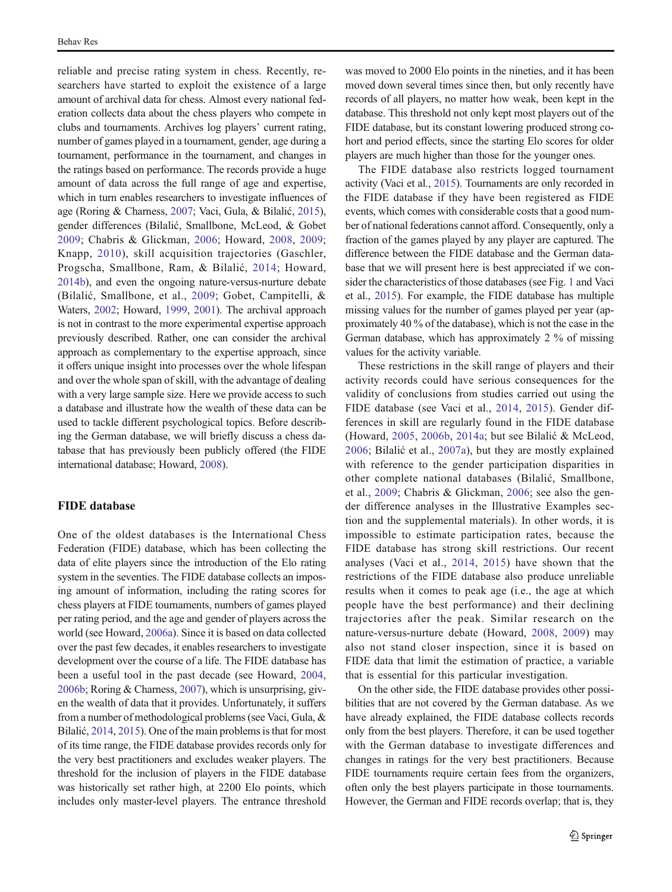reliable and precise rating system in chess. Recently, researchers have started to exploit the existence of a large amount of archival data for chess. Almost every national federation collects data about the chess players who compete in clubs and tournaments. Archives log players' current rating, number of games played in a tournament, gender, age during a tournament, performance in the tournament, and changes in the ratings based on performance. The records provide a huge amount of data across the full range of age and expertise, which in turn enables researchers to investigate influences of age (Roring & Charness, 2007; Vaci, Gula, & Bilalić, 2015), gender differences (Bilalić, Smallbone, McLeod, & Gobet 2009; Chabris & Glickman, 2006; Howard, 2008, 2009; Knapp, 2010), skill acquisition trajectories (Gaschler, Progscha, Smallbone, Ram, & Bilalić, 2014; Howard, 2014b), and even the ongoing nature-versus-nurture debate (Bilalić, Smallbone, et al., 2009; Gobet, Campitelli, & Waters, 2002; Howard, 1999, 2001). The archival approach is not in contrast to the more experimental expertise approach previously described. Rather, one can consider the archival approach as complementary to the expertise approach, since it offers unique insight into processes over the whole lifespan and over the whole span of skill, with the advantage of dealing with a very large sample size. Here we provide access to such a database and illustrate how the wealth of these data can be used to tackle different psychological topics. Before describing the German database, we will briefly discuss a chess database that has previously been publicly offered (the FIDE international database; Howard, 2008).

## FIDE database

One of the oldest databases is the International Chess Federation (FIDE) database, which has been collecting the data of elite players since the introduction of the Elo rating system in the seventies. The FIDE database collects an imposing amount of information, including the rating scores for chess players at FIDE tournaments, numbers of games played per rating period, and the age and gender of players across the world (see Howard, 2006a). Since it is based on data collected over the past few decades, it enables researchers to investigate development over the course of a life. The FIDE database has been a useful tool in the past decade (see Howard, 2004, 2006b; Roring & Charness, 2007), which is unsurprising, given the wealth of data that it provides. Unfortunately, it suffers from a number of methodological problems (see Vaci, Gula, & Bilalić, 2014, 2015). One of the main problems is that for most of its time range, the FIDE database provides records only for the very best practitioners and excludes weaker players. The threshold for the inclusion of players in the FIDE database was historically set rather high, at 2200 Elo points, which includes only master-level players. The entrance threshold was moved to 2000 Elo points in the nineties, and it has been moved down several times since then, but only recently have records of all players, no matter how weak, been kept in the database. This threshold not only kept most players out of the FIDE database, but its constant lowering produced strong cohort and period effects, since the starting Elo scores for older players are much higher than those for the younger ones.

The FIDE database also restricts logged tournament activity (Vaci et al., 2015). Tournaments are only recorded in the FIDE database if they have been registered as FIDE events, which comes with considerable costs that a good number of national federations cannot afford. Consequently, only a fraction of the games played by any player are captured. The difference between the FIDE database and the German database that we will present here is best appreciated if we consider the characteristics of those databases (see Fig. 1 and Vaci et al., 2015). For example, the FIDE database has multiple missing values for the number of games played per year (approximately 40 % of the database), which is not the case in the German database, which has approximately 2 % of missing values for the activity variable.

These restrictions in the skill range of players and their activity records could have serious consequences for the validity of conclusions from studies carried out using the FIDE database (see Vaci et al., 2014, 2015). Gender differences in skill are regularly found in the FIDE database (Howard, 2005, 2006b, 2014a; but see Bilalić & McLeod, 2006; Bilalić et al., 2007a), but they are mostly explained with reference to the gender participation disparities in other complete national databases (Bilalić, Smallbone, et al., 2009; Chabris & Glickman, 2006; see also the gender difference analyses in the Illustrative Examples section and the supplemental materials). In other words, it is impossible to estimate participation rates, because the FIDE database has strong skill restrictions. Our recent analyses (Vaci et al., 2014, 2015) have shown that the restrictions of the FIDE database also produce unreliable results when it comes to peak age (i.e., the age at which people have the best performance) and their declining trajectories after the peak. Similar research on the nature-versus-nurture debate (Howard, 2008, 2009) may also not stand closer inspection, since it is based on FIDE data that limit the estimation of practice, a variable that is essential for this particular investigation.

On the other side, the FIDE database provides other possibilities that are not covered by the German database. As we have already explained, the FIDE database collects records only from the best players. Therefore, it can be used together with the German database to investigate differences and changes in ratings for the very best practitioners. Because FIDE tournaments require certain fees from the organizers, often only the best players participate in those tournaments. However, the German and FIDE records overlap; that is, they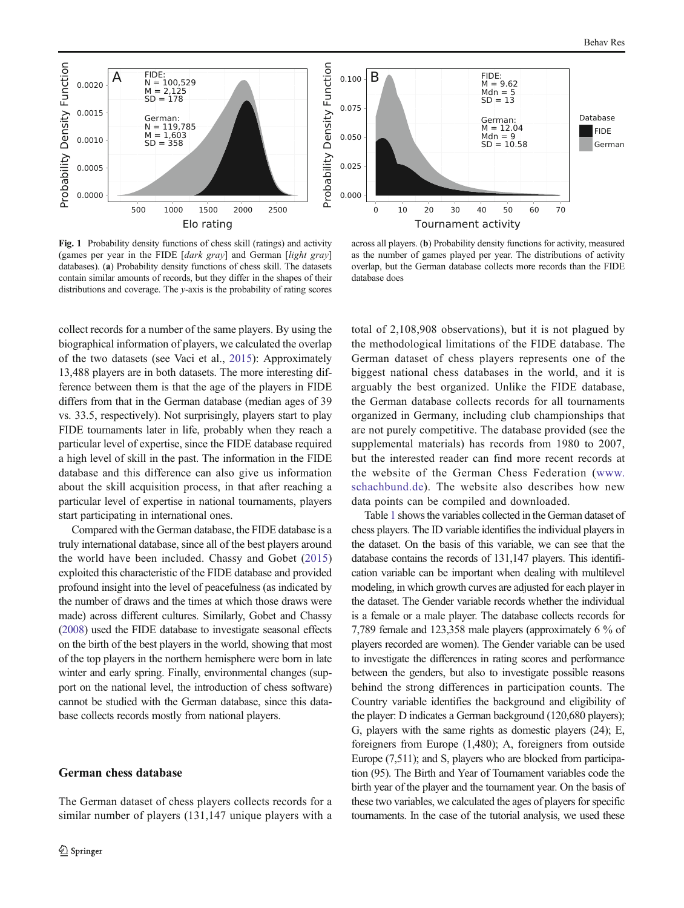**Fig. 1** Probability density functions of chess skill (ratings) and activity (games per year in the FIDE [*dark gray*] and German [*light gray*] databases). (**a**) Probability density functions of chess skill. The datasets contain similar amounts of records, but they differ in the shapes of their distributions and coverage. The *y*-axis is the probability of rating scores across all players. (**b**) Probability density functions for activity, measured as the number of games played per year. The distributions of activity overlap, but the German database collects more records than the FIDE database does

collect records for a number of the same players. By using the biographical information of players, we calculated the overlap of the two datasets (see Vaci et al., 2015): Approximately 13,488 players are in both datasets. The more interesting difference between them is that the age of the players in FIDE differs from that in the German database (median ages of 39 vs. 33.5, respectively). Not surprisingly, players start to play FIDE tournaments later in life, probably when they reach a particular level of expertise, since the FIDE database required a high level of skill in the past. The information in the FIDE database and this difference can also give us information about the skill acquisition process, in that after reaching a particular level of expertise in national tournaments, players start participating in international ones.

Compared with the German database, the FIDE database is a truly international database, since all of the best players around the world have been included. Chassy and Gobet (2015) exploited this characteristic of the FIDE database and provided profound insight into the level of peacefulness (as indicated by the number of draws and the times at which those draws were made) across different cultures. Similarly, Gobet and Chassy (2008) used the FIDE database to investigate seasonal effects on the birth of the best players in the world, showing that most of the top players in the northern hemisphere were born in late winter and early spring. Finally, environmental changes (support on the national level, the introduction of chess software) cannot be studied with the German database, since this database collects records mostly from national players.

## German chess database

The German dataset of chess players collects records for a similar number of players (131,147 unique players with a total of 2,108,908 observations), but it is not plagued by the methodological limitations of the FIDE database. The German dataset of chess players represents one of the biggest national chess databases in the world, and it is arguably the best organized. Unlike the FIDE database, the German database collects records for all tournaments organized in Germany, including club championships that are not purely competitive. The database provided (see the supplemental materials) has records from 1980 to 2007, but the interested reader can find more recent records at the website of the German Chess Federation (www.schachbund.de). The website also describes how new data points can be compiled and downloaded.

Table 1 shows the variables collected in the German dataset of chess players. The ID variable identifies the individual players in the dataset. On the basis of this variable, we can see that the database contains the records of 131,147 players. This identification variable can be important when dealing with multilevel modeling, in which growth curves are adjusted for each player in the dataset. The Gender variable records whether the individual is a female or a male player. The database collects records for 7,789 female and 123,358 male players (approximately 6 % of players recorded are women). The Gender variable can be used to investigate the differences in rating scores and performance between the genders, but also to investigate possible reasons behind the strong differences in participation counts. The Country variable identifies the background and eligibility of the player: D indicates a German background (120,680 players); G, players with the same rights as domestic players (24); E, foreigners from Europe (1,480); A, foreigners from outside Europe (7,511); and S, players who are blocked from participation (95). The Birth and Year of Tournament variables code the birth year of the player and the tournament year. On the basis of these two variables, we calculated the ages of players for specific tournaments. In the case of the tutorial analysis, we used these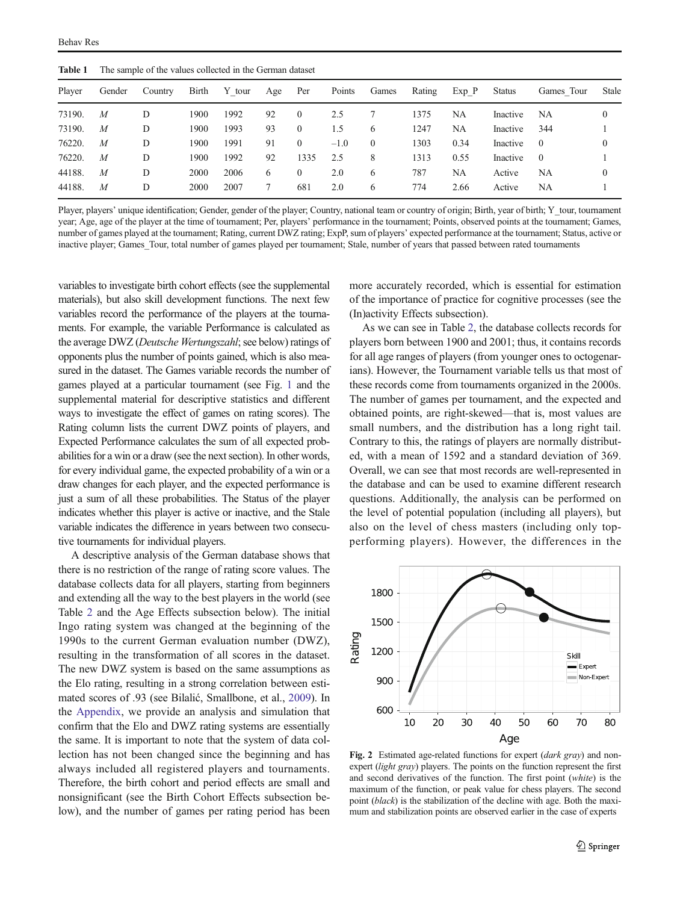**Table 1** The sample of the values collected in the German dataset

| Player | Gender | Country | Birth | Y_tour | Age | Per | Points | Games | Rating | Exp_P | Status | Games_Tour | Stale |
|---|---|---|---|---|---|---|---|---|---|---|---|---|---|
| 73190. | *M* | D | 1900 | 1992 | 92 | 0 | 2.5 | 7 | 1375 | NA | Inactive | NA | 0 |
| 73190. | *M* | D | 1900 | 1993 | 93 | 0 | 1.5 | 6 | 1247 | NA | Inactive | 344 | 1 |
| 76220. | *M* | D | 1900 | 1991 | 91 | 0 | −1.0 | 0 | 1303 | 0.34 | Inactive | 0 | 0 |
| 76220. | *M* | D | 1900 | 1992 | 92 | 1335 | 2.5 | 8 | 1313 | 0.55 | Inactive | 0 | 1 |
| 44188. | *M* | D | 2000 | 2006 | 6 | 0 | 2.0 | 6 | 787 | NA | Active | NA | 0 |
| 44188. | *M* | D | 2000 | 2007 | 7 | 681 | 2.0 | 6 | 774 | 2.66 | Active | NA | 1 |

Player, players' unique identification; Gender, gender of the player; Country, national team or country of origin; Birth, year of birth; Y_tour, tournament year; Age, age of the player at the time of tournament; Per, players' performance in the tournament; Points, observed points at the tournament; Games, number of games played at the tournament; Rating, current DWZ rating; ExpP, sum of players' expected performance at the tournament; Status, active or inactive player; Games_Tour, total number of games played per tournament; Stale, number of years that passed between rated tournaments

variables to investigate birth cohort effects (see the supplemental materials), but also skill development functions. The next few variables record the performance of the players at the tournaments. For example, the variable Performance is calculated as the average DWZ (*Deutsche Wertungszahl*; see below) ratings of opponents plus the number of points gained, which is also measured in the dataset. The Games variable records the number of games played at a particular tournament (see Fig. 1 and the supplemental material for descriptive statistics and different ways to investigate the effect of games on rating scores). The Rating column lists the current DWZ points of players, and Expected Performance calculates the sum of all expected probabilities for a win or a draw (see the next section). In other words, for every individual game, the expected probability of a win or a draw changes for each player, and the expected performance is just a sum of all these probabilities. The Status of the player indicates whether this player is active or inactive, and the Stale variable indicates the difference in years between two consecutive tournaments for individual players.

A descriptive analysis of the German database shows that there is no restriction of the range of rating score values. The database collects data for all players, starting from beginners and extending all the way to the best players in the world (see Table 2 and the Age Effects subsection below). The initial Ingo rating system was changed at the beginning of the 1990s to the current German evaluation number (DWZ), resulting in the transformation of all scores in the dataset. The new DWZ system is based on the same assumptions as the Elo rating, resulting in a strong correlation between estimated scores of .93 (see Bilalić, Smallbone, et al., 2009). In the Appendix, we provide an analysis and simulation that confirm that the Elo and DWZ rating systems are essentially the same. It is important to note that the system of data collection has not been changed since the beginning and has always included all registered players and tournaments. Therefore, the birth cohort and period effects are small and nonsignificant (see the Birth Cohort Effects subsection below), and the number of games per rating period has been more accurately recorded, which is essential for estimation of the importance of practice for cognitive processes (see the (In)activity Effects subsection).

As we can see in Table 2, the database collects records for players born between 1900 and 2001; thus, it contains records for all age ranges of players (from younger ones to octogenarians). However, the Tournament variable tells us that most of these records come from tournaments organized in the 2000s. The number of games per tournament, and the expected and obtained points, are right-skewed—that is, most values are small numbers, and the distribution has a long right tail. Contrary to this, the ratings of players are normally distributed, with a mean of 1592 and a standard deviation of 369. Overall, we can see that most records are well-represented in the database and can be used to examine different research questions. Additionally, the analysis can be performed on the level of potential population (including all players), but also on the level of chess masters (including only top-performing players). However, the differences in the

Rating
1800
1500
1200
900
600
10 20 30 40 50 60 70 80
Age
Skill
Expert
Non-Expert

**Fig. 2** Estimated age-related functions for expert (*dark gray*) and non-expert (*light gray*) players. The points on the function represent the first and second derivatives of the function. The first point (*white*) is the maximum of the function, or peak value for chess players. The second point (*black*) is the stabilization of the decline with age. Both the maximum and stabilization points are observed earlier in the case of experts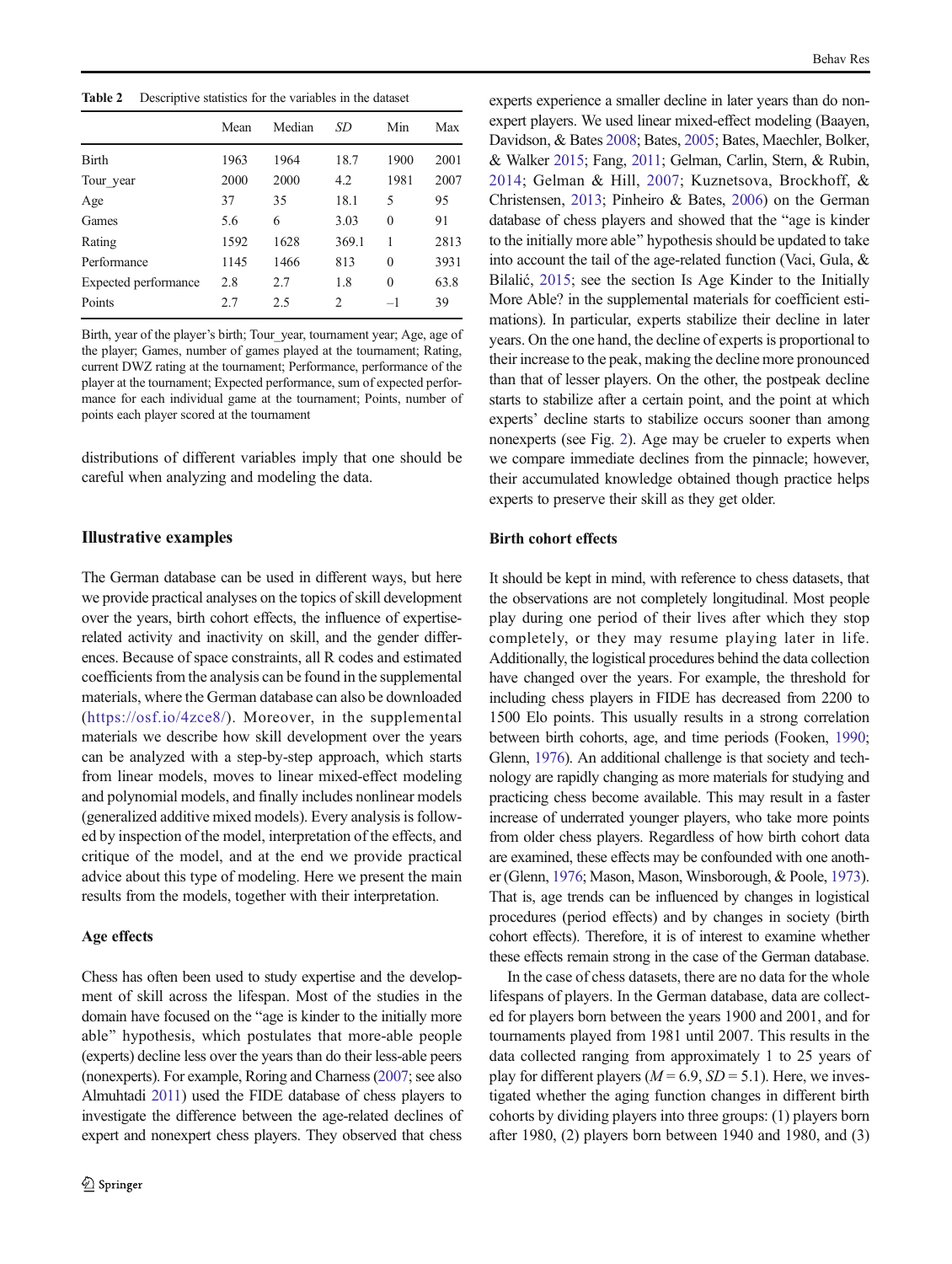**Table 2** Descriptive statistics for the variables in the dataset

| | Mean | Median | *SD* | Min | Max |
|---|---|---|---|---|---|
| Birth | 1963 | 1964 | 18.7 | 1900 | 2001 |
| Tour_year | 2000 | 2000 | 4.2 | 1981 | 2007 |
| Age | 37 | 35 | 18.1 | 5 | 95 |
| Games | 5.6 | 6 | 3.03 | 0 | 91 |
| Rating | 1592 | 1628 | 369.1 | 1 | 2813 |
| Performance | 1145 | 1466 | 813 | 0 | 3931 |
| Expected performance | 2.8 | 2.7 | 1.8 | 0 | 63.8 |
| Points | 2.7 | 2.5 | 2 | –1 | 39 |

Birth, year of the player's birth; Tour_year, tournament year; Age, age of the player; Games, number of games played at the tournament; Rating, current DWZ rating at the tournament; Performance, performance of the player at the tournament; Expected performance, sum of expected performance for each individual game at the tournament; Points, number of points each player scored at the tournament

distributions of different variables imply that one should be careful when analyzing and modeling the data.

## Illustrative examples

The German database can be used in different ways, but here we provide practical analyses on the topics of skill development over the years, birth cohort effects, the influence of expertise-related activity and inactivity on skill, and the gender differences. Because of space constraints, all R codes and estimated coefficients from the analysis can be found in the supplemental materials, where the German database can also be downloaded (https://osf.io/4zce8/). Moreover, in the supplemental materials we describe how skill development over the years can be analyzed with a step-by-step approach, which starts from linear models, moves to linear mixed-effect modeling and polynomial models, and finally includes nonlinear models (generalized additive mixed models). Every analysis is followed by inspection of the model, interpretation of the effects, and critique of the model, and at the end we provide practical advice about this type of modeling. Here we present the main results from the models, together with their interpretation.

### Age effects

Chess has often been used to study expertise and the development of skill across the lifespan. Most of the studies in the domain have focused on the "age is kinder to the initially more able" hypothesis, which postulates that more-able people (experts) decline less over the years than do their less-able peers (nonexperts). For example, Roring and Charness (2007; see also Almuhtadi 2011) used the FIDE database of chess players to investigate the difference between the age-related declines of expert and nonexpert chess players. They observed that chess experts experience a smaller decline in later years than do nonexpert players. We used linear mixed-effect modeling (Baayen, Davidson, & Bates 2008; Bates, 2005; Bates, Maechler, Bolker, & Walker 2015; Fang, 2011; Gelman, Carlin, Stern, & Rubin, 2014; Gelman & Hill, 2007; Kuznetsova, Brockhoff, & Christensen, 2013; Pinheiro & Bates, 2006) on the German database of chess players and showed that the "age is kinder to the initially more able" hypothesis should be updated to take into account the tail of the age-related function (Vaci, Gula, & Bilalić, 2015; see the section Is Age Kinder to the Initially More Able? in the supplemental materials for coefficient estimations). In particular, experts stabilize their decline in later years. On the one hand, the decline of experts is proportional to their increase to the peak, making the decline more pronounced than that of lesser players. On the other, the postpeak decline starts to stabilize after a certain point, and the point at which experts' decline starts to stabilize occurs sooner than among nonexperts (see Fig. 2). Age may be crueler to experts when we compare immediate declines from the pinnacle; however, their accumulated knowledge obtained though practice helps experts to preserve their skill as they get older.

### Birth cohort effects

It should be kept in mind, with reference to chess datasets, that the observations are not completely longitudinal. Most people play during one period of their lives after which they stop completely, or they may resume playing later in life. Additionally, the logistical procedures behind the data collection have changed over the years. For example, the threshold for including chess players in FIDE has decreased from 2200 to 1500 Elo points. This usually results in a strong correlation between birth cohorts, age, and time periods (Fooken, 1990; Glenn, 1976). An additional challenge is that society and technology are rapidly changing as more materials for studying and practicing chess become available. This may result in a faster increase of underrated younger players, who take more points from older chess players. Regardless of how birth cohort data are examined, these effects may be confounded with one another (Glenn, 1976; Mason, Mason, Winsborough, & Poole, 1973). That is, age trends can be influenced by changes in logistical procedures (period effects) and by changes in society (birth cohort effects). Therefore, it is of interest to examine whether these effects remain strong in the case of the German database.

In the case of chess datasets, there are no data for the whole lifespans of players. In the German database, data are collected for players born between the years 1900 and 2001, and for tournaments played from 1981 until 2007. This results in the data collected ranging from approximately 1 to 25 years of play for different players ($M = 6.9$, $SD = 5.1$). Here, we investigated whether the aging function changes in different birth cohorts by dividing players into three groups: (1) players born after 1980, (2) players born between 1940 and 1980, and (3)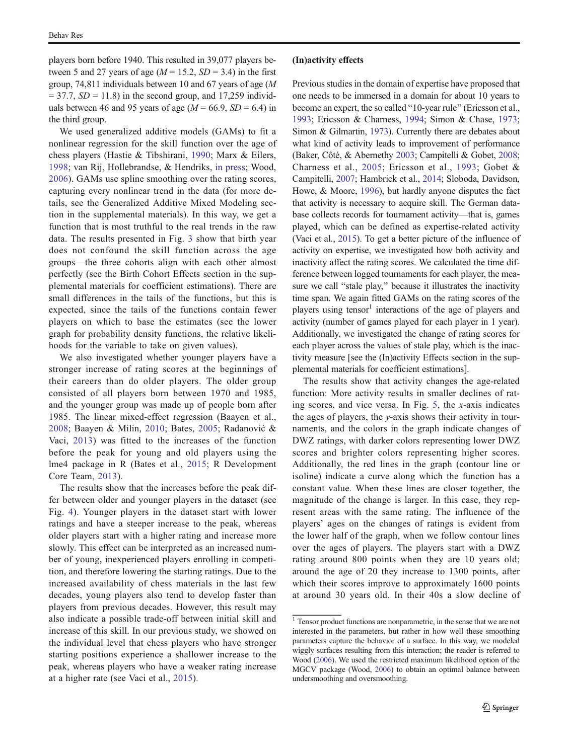players born before 1940. This resulted in 39,077 players between 5 and 27 years of age ($M$ = 15.2, $SD$ = 3.4) in the first group, 74,811 individuals between 10 and 67 years of age ($M$ = 37.7, $SD$ = 11.8) in the second group, and 17,259 individuals between 46 and 95 years of age ($M$ = 66.9, $SD$ = 6.4) in the third group.

We used generalized additive models (GAMs) to fit a nonlinear regression for the skill function over the age of chess players (Hastie & Tibshirani, 1990; Marx & Eilers, 1998; van Rij, Hollebrandse, & Hendriks, in press; Wood, 2006). GAMs use spline smoothing over the rating scores, capturing every nonlinear trend in the data (for more details, see the Generalized Additive Mixed Modeling section in the supplemental materials). In this way, we get a function that is most truthful to the real trends in the raw data. The results presented in Fig. 3 show that birth year does not confound the skill function across the age groups—the three cohorts align with each other almost perfectly (see the Birth Cohort Effects section in the supplemental materials for coefficient estimations). There are small differences in the tails of the functions, but this is expected, since the tails of the functions contain fewer players on which to base the estimates (see the lower graph for probability density functions, the relative likelihoods for the variable to take on given values).

We also investigated whether younger players have a stronger increase of rating scores at the beginnings of their careers than do older players. The older group consisted of all players born between 1970 and 1985, and the younger group was made up of people born after 1985. The linear mixed-effect regression (Baayen et al., 2008; Baayen & Milin, 2010; Bates, 2005; Radanović & Vaci, 2013) was fitted to the increases of the function before the peak for young and old players using the lme4 package in R (Bates et al., 2015; R Development Core Team, 2013).

The results show that the increases before the peak differ between older and younger players in the dataset (see Fig. 4). Younger players in the dataset start with lower ratings and have a steeper increase to the peak, whereas older players start with a higher rating and increase more slowly. This effect can be interpreted as an increased number of young, inexperienced players enrolling in competition, and therefore lowering the starting ratings. Due to the increased availability of chess materials in the last few decades, young players also tend to develop faster than players from previous decades. However, this result may also indicate a possible trade-off between initial skill and increase of this skill. In our previous study, we showed on the individual level that chess players who have stronger starting positions experience a shallower increase to the peak, whereas players who have a weaker rating increase at a higher rate (see Vaci et al., 2015).

### (In)activity effects

Previous studies in the domain of expertise have proposed that one needs to be immersed in a domain for about 10 years to become an expert, the so called "10-year rule" (Ericsson et al., 1993; Ericsson & Charness, 1994; Simon & Chase, 1973; Simon & Gilmartin, 1973). Currently there are debates about what kind of activity leads to improvement of performance (Baker, Côté, & Abernethy 2003; Campitelli & Gobet, 2008; Charness et al., 2005; Ericsson et al., 1993; Gobet & Campitelli, 2007; Hambrick et al., 2014; Sloboda, Davidson, Howe, & Moore, 1996), but hardly anyone disputes the fact that activity is necessary to acquire skill. The German database collects records for tournament activity—that is, games played, which can be defined as expertise-related activity (Vaci et al., 2015). To get a better picture of the influence of activity on expertise, we investigated how both activity and inactivity affect the rating scores. We calculated the time difference between logged tournaments for each player, the measure we call "stale play," because it illustrates the inactivity time span. We again fitted GAMs on the rating scores of the players using tensor[1] interactions of the age of players and activity (number of games played for each player in 1 year). Additionally, we investigated the change of rating scores for each player across the values of stale play, which is the inactivity measure [see the (In)activity Effects section in the supplemental materials for coefficient estimations].

The results show that activity changes the age-related function: More activity results in smaller declines of rating scores, and vice versa. In Fig. 5, the $x$-axis indicates the ages of players, the $y$-axis shows their activity in tournaments, and the colors in the graph indicate changes of DWZ ratings, with darker colors representing lower DWZ scores and brighter colors representing higher scores. Additionally, the red lines in the graph (contour line or isoline) indicate a curve along which the function has a constant value. When these lines are closer together, the magnitude of the change is larger. In this case, they represent areas with the same rating. The influence of the players' ages on the changes of ratings is evident from the lower half of the graph, when we follow contour lines over the ages of players. The players start with a DWZ rating around 800 points when they are 10 years old; around the age of 20 they increase to 1300 points, after which their scores improve to approximately 1600 points at around 30 years old. In their 40s a slow decline of

[1] Tensor product functions are nonparametric, in the sense that we are not interested in the parameters, but rather in how well these smoothing parameters capture the behavior of a surface. In this way, we modeled wiggly surfaces resulting from this interaction; the reader is referred to Wood (2006). We used the restricted maximum likelihood option of the MGCV package (Wood, 2006) to obtain an optimal balance between undersmoothing and oversmoothing.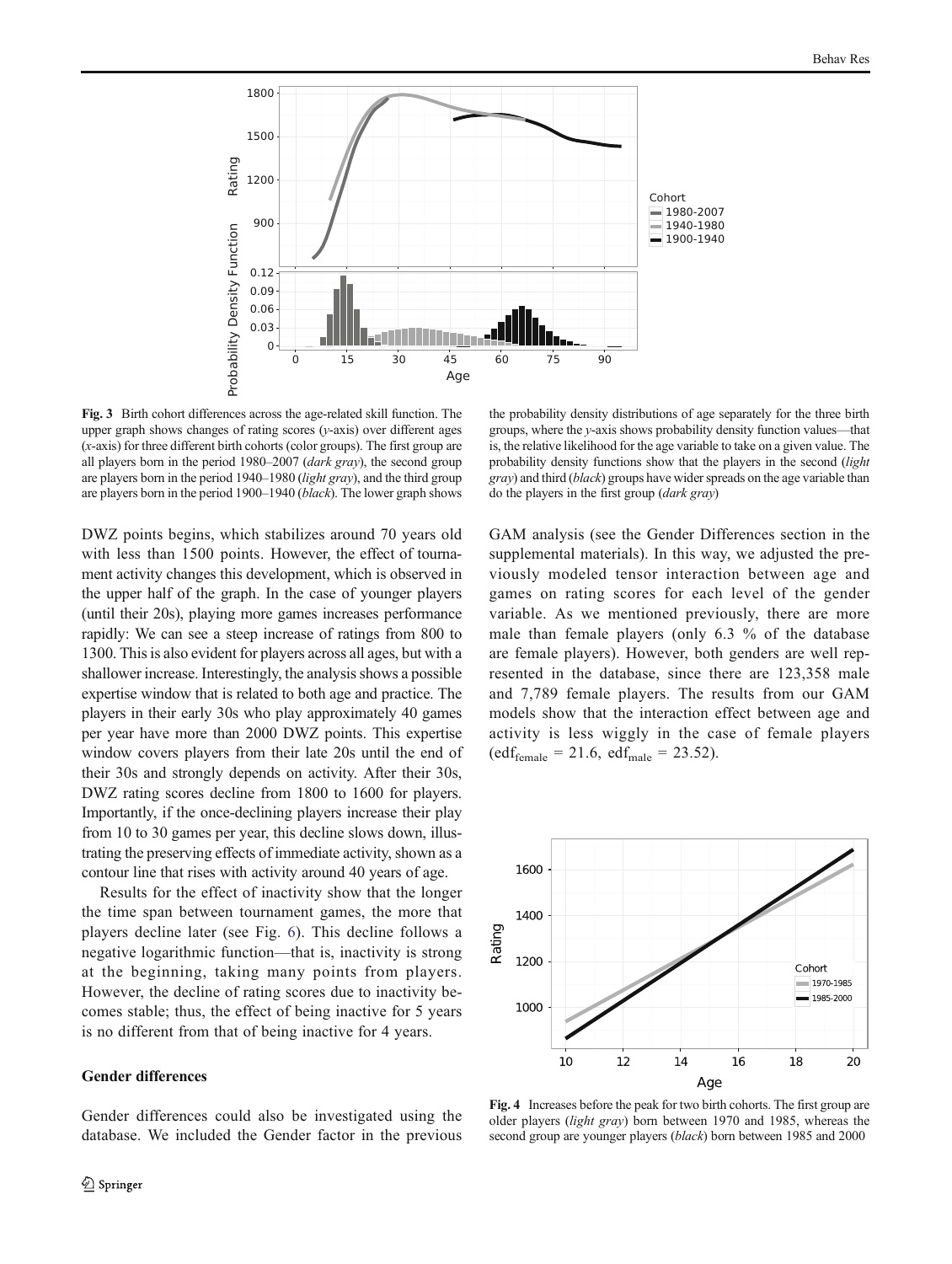Fig. 3 Birth cohort differences across the age-related skill function. The upper graph shows changes of rating scores (*y*-axis) over different ages (*x*-axis) for three different birth cohorts (color groups). The first group are all players born in the period 1980–2007 (*dark gray*), the second group are players born in the period 1940–1980 (*light gray*), and the third group are players born in the period 1900–1940 (*black*). The lower graph shows the probability density distributions of age separately for the three birth groups, where the *y*-axis shows probability density function values—that is, the relative likelihood for the age variable to take on a given value. The probability density functions show that the players in the second (*light gray*) and third (*black*) groups have wider spreads on the age variable than do the players in the first group (*dark gray*)

DWZ points begins, which stabilizes around 70 years old with less than 1500 points. However, the effect of tournament activity changes this development, which is observed in the upper half of the graph. In the case of younger players (until their 20s), playing more games increases performance rapidly: We can see a steep increase of ratings from 800 to 1300. This is also evident for players across all ages, but with a shallower increase. Interestingly, the analysis shows a possible expertise window that is related to both age and practice. The players in their early 30s who play approximately 40 games per year have more than 2000 DWZ points. This expertise window covers players from their late 20s until the end of their 30s and strongly depends on activity. After their 30s, DWZ rating scores decline from 1800 to 1600 for players. Importantly, if the once-declining players increase their play from 10 to 30 games per year, this decline slows down, illustrating the preserving effects of immediate activity, shown as a contour line that rises with activity around 40 years of age.

Results for the effect of inactivity show that the longer the time span between tournament games, the more that players decline later (see Fig. 6). This decline follows a negative logarithmic function—that is, inactivity is strong at the beginning, taking many points from players. However, the decline of rating scores due to inactivity becomes stable; thus, the effect of being inactive for 5 years is no different from that of being inactive for 4 years.

## Gender differences

Gender differences could also be investigated using the database. We included the Gender factor in the previous GAM analysis (see the Gender Differences section in the supplemental materials). In this way, we adjusted the previously modeled tensor interaction between age and games on rating scores for each level of the gender variable. As we mentioned previously, there are more male than female players (only 6.3 % of the database are female players). However, both genders are well represented in the database, since there are 123,358 male and 7,789 female players. The results from our GAM models show that the interaction effect between age and activity is less wiggly in the case of female players ($\text{edf}_{\text{female}} = 21.6$, $\text{edf}_{\text{male}} = 23.52$).

Fig. 4 Increases before the peak for two birth cohorts. The first group are older players (*light gray*) born between 1970 and 1985, whereas the second group are younger players (*black*) born between 1985 and 2000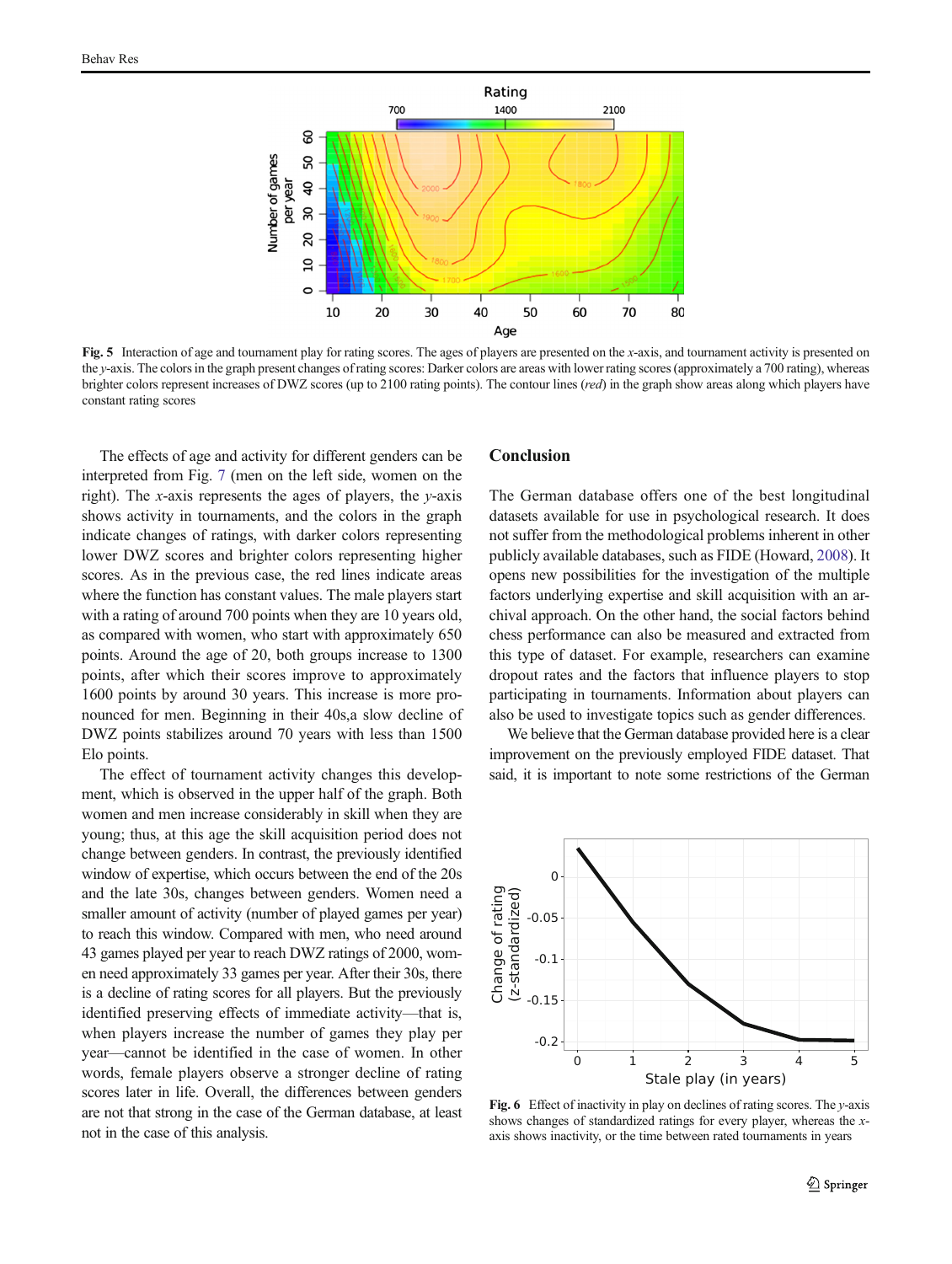**Fig. 5** Interaction of age and tournament play for rating scores. The ages of players are presented on the *x*-axis, and tournament activity is presented on the *y*-axis. The colors in the graph present changes of rating scores: Darker colors are areas with lower rating scores (approximately a 700 rating), whereas brighter colors represent increases of DWZ scores (up to 2100 rating points). The contour lines (*red*) in the graph show areas along which players have constant rating scores

The effects of age and activity for different genders can be interpreted from Fig. 7 (men on the left side, women on the right). The *x*-axis represents the ages of players, the *y*-axis shows activity in tournaments, and the colors in the graph indicate changes of ratings, with darker colors representing lower DWZ scores and brighter colors representing higher scores. As in the previous case, the red lines indicate areas where the function has constant values. The male players start with a rating of around 700 points when they are 10 years old, as compared with women, who start with approximately 650 points. Around the age of 20, both groups increase to 1300 points, after which their scores improve to approximately 1600 points by around 30 years. This increase is more pronounced for men. Beginning in their 40s,a slow decline of DWZ points stabilizes around 70 years with less than 1500 Elo points.

The effect of tournament activity changes this development, which is observed in the upper half of the graph. Both women and men increase considerably in skill when they are young; thus, at this age the skill acquisition period does not change between genders. In contrast, the previously identified window of expertise, which occurs between the end of the 20s and the late 30s, changes between genders. Women need a smaller amount of activity (number of played games per year) to reach this window. Compared with men, who need around 43 games played per year to reach DWZ ratings of 2000, women need approximately 33 games per year. After their 30s, there is a decline of rating scores for all players. But the previously identified preserving effects of immediate activity—that is, when players increase the number of games they play per year—cannot be identified in the case of women. In other words, female players observe a stronger decline of rating scores later in life. Overall, the differences between genders are not that strong in the case of the German database, at least not in the case of this analysis.

## Conclusion

The German database offers one of the best longitudinal datasets available for use in psychological research. It does not suffer from the methodological problems inherent in other publicly available databases, such as FIDE (Howard, 2008). It opens new possibilities for the investigation of the multiple factors underlying expertise and skill acquisition with an archival approach. On the other hand, the social factors behind chess performance can also be measured and extracted from this type of dataset. For example, researchers can examine dropout rates and the factors that influence players to stop participating in tournaments. Information about players can also be used to investigate topics such as gender differences.

We believe that the German database provided here is a clear improvement on the previously employed FIDE dataset. That said, it is important to note some restrictions of the German

**Fig. 6** Effect of inactivity in play on declines of rating scores. The *y*-axis shows changes of standardized ratings for every player, whereas the *x*-axis shows inactivity, or the time between rated tournaments in years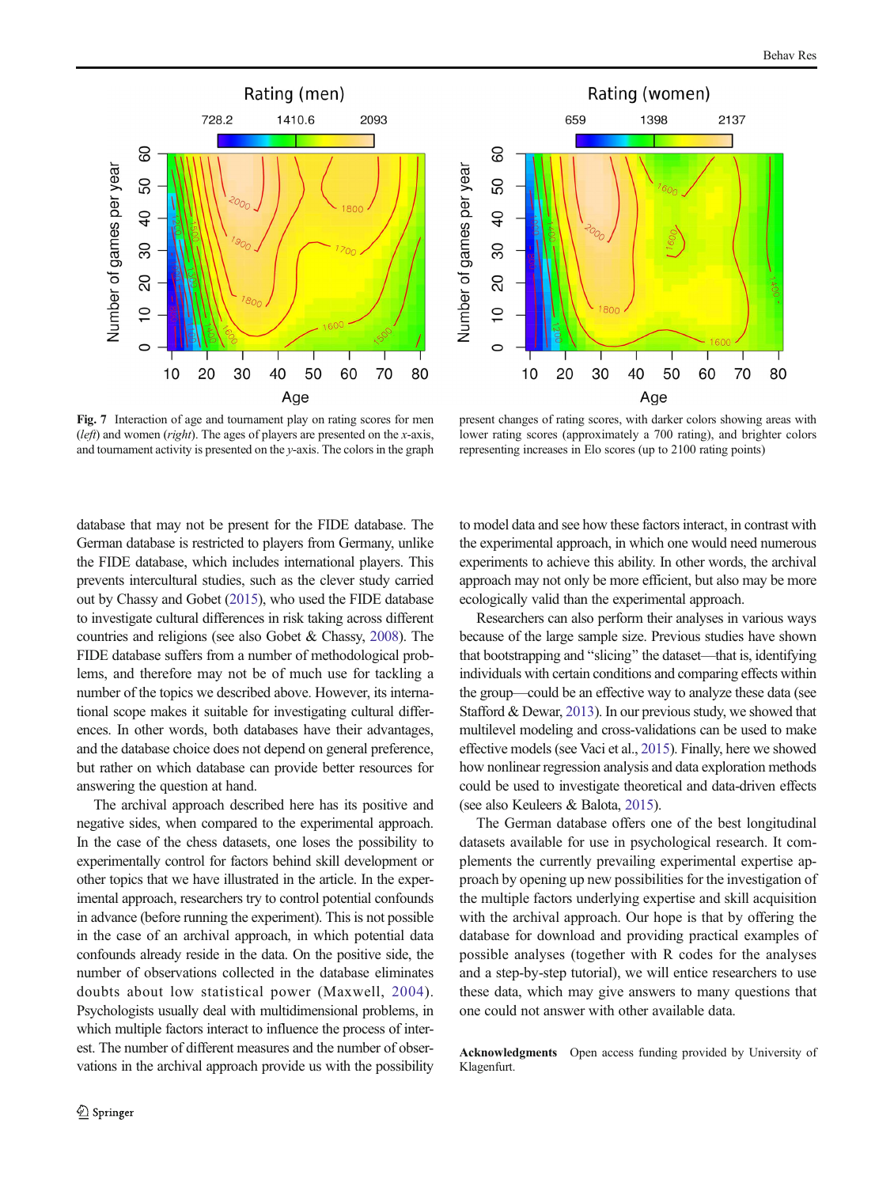Fig. 7 Interaction of age and tournament play on rating scores for men (*left*) and women (*right*). The ages of players are presented on the *x*-axis, and tournament activity is presented on the *y*-axis. The colors in the graph present changes of rating scores, with darker colors showing areas with lower rating scores (approximately a 700 rating), and brighter colors representing increases in Elo scores (up to 2100 rating points)

database that may not be present for the FIDE database. The German database is restricted to players from Germany, unlike the FIDE database, which includes international players. This prevents intercultural studies, such as the clever study carried out by Chassy and Gobet (2015), who used the FIDE database to investigate cultural differences in risk taking across different countries and religions (see also Gobet & Chassy, 2008). The FIDE database suffers from a number of methodological problems, and therefore may not be of much use for tackling a number of the topics we described above. However, its international scope makes it suitable for investigating cultural differences. In other words, both databases have their advantages, and the database choice does not depend on general preference, but rather on which database can provide better resources for answering the question at hand.

The archival approach described here has its positive and negative sides, when compared to the experimental approach. In the case of the chess datasets, one loses the possibility to experimentally control for factors behind skill development or other topics that we have illustrated in the article. In the experimental approach, researchers try to control potential confounds in advance (before running the experiment). This is not possible in the case of an archival approach, in which potential data confounds already reside in the data. On the positive side, the number of observations collected in the database eliminates doubts about low statistical power (Maxwell, 2004). Psychologists usually deal with multidimensional problems, in which multiple factors interact to influence the process of interest. The number of different measures and the number of observations in the archival approach provide us with the possibility to model data and see how these factors interact, in contrast with the experimental approach, in which one would need numerous experiments to achieve this ability. In other words, the archival approach may not only be more efficient, but also may be more ecologically valid than the experimental approach.

Researchers can also perform their analyses in various ways because of the large sample size. Previous studies have shown that bootstrapping and "slicing" the dataset—that is, identifying individuals with certain conditions and comparing effects within the group—could be an effective way to analyze these data (see Stafford & Dewar, 2013). In our previous study, we showed that multilevel modeling and cross-validations can be used to make effective models (see Vaci et al., 2015). Finally, here we showed how nonlinear regression analysis and data exploration methods could be used to investigate theoretical and data-driven effects (see also Keuleers & Balota, 2015).

The German database offers one of the best longitudinal datasets available for use in psychological research. It complements the currently prevailing experimental expertise approach by opening up new possibilities for the investigation of the multiple factors underlying expertise and skill acquisition with the archival approach. Our hope is that by offering the database for download and providing practical examples of possible analyses (together with R codes for the analyses and a step-by-step tutorial), we will entice researchers to use these data, which may give answers to many questions that one could not answer with other available data.

**Acknowledgments** Open access funding provided by University of Klagenfurt.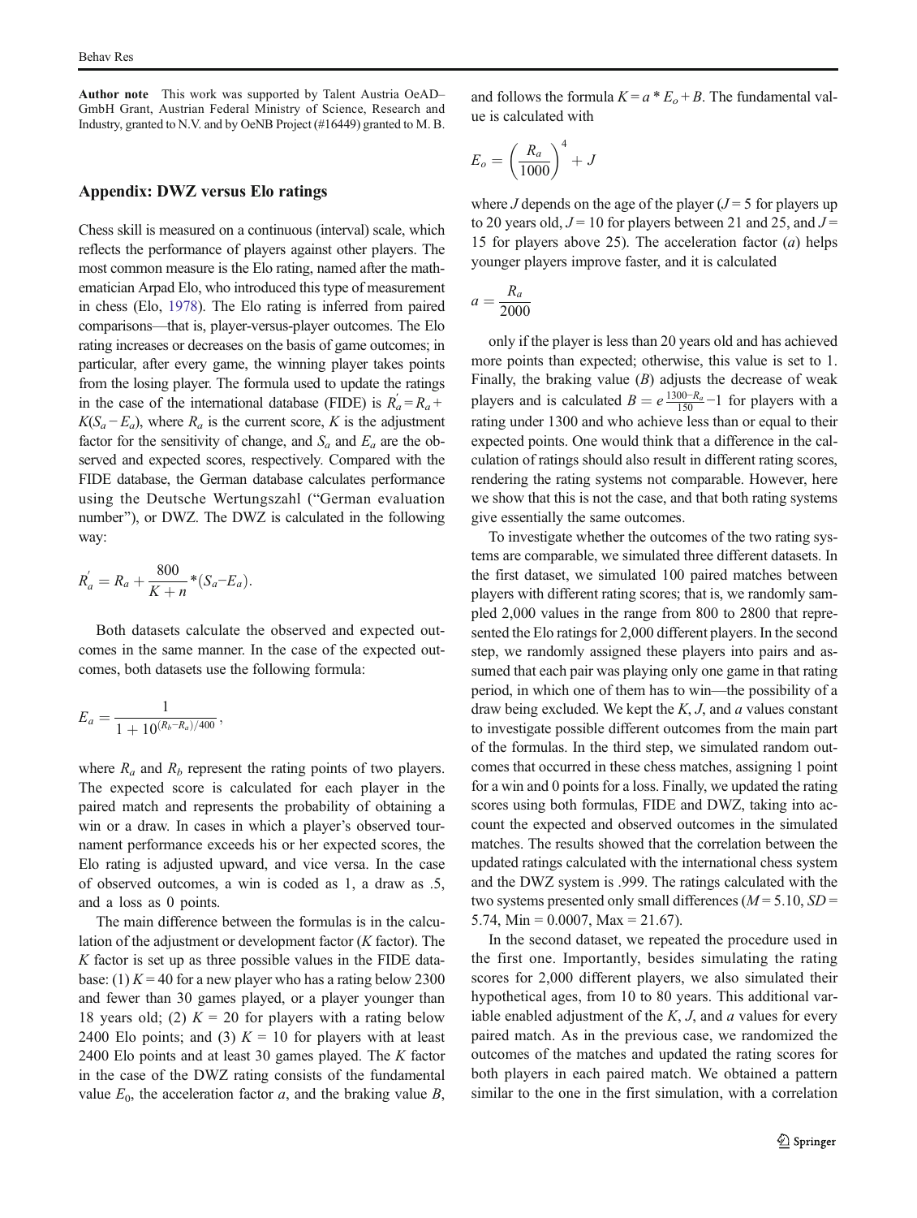**Author note** This work was supported by Talent Austria OeAD–GmbH Grant, Austrian Federal Ministry of Science, Research and Industry, granted to N.V. and by OeNB Project (#16449) granted to M. B.

## Appendix: DWZ versus Elo ratings

Chess skill is measured on a continuous (interval) scale, which reflects the performance of players against other players. The most common measure is the Elo rating, named after the mathematician Arpad Elo, who introduced this type of measurement in chess (Elo, 1978). The Elo rating is inferred from paired comparisons—that is, player-versus-player outcomes. The Elo rating increases or decreases on the basis of game outcomes; in particular, after every game, the winning player takes points from the losing player. The formula used to update the ratings in the case of the international database (FIDE) is $R_a^{'} = R_a + K(S_a - E_a)$, where $R_a$ is the current score, $K$ is the adjustment factor for the sensitivity of change, and $S_a$ and $E_a$ are the observed and expected scores, respectively. Compared with the FIDE database, the German database calculates performance using the Deutsche Wertungszahl ("German evaluation number"), or DWZ. The DWZ is calculated in the following way:

$$R_a^{'} = R_a + \frac{800}{K+n} * (S_a - E_a).$$

Both datasets calculate the observed and expected outcomes in the same manner. In the case of the expected outcomes, both datasets use the following formula:

$$E_a = \frac{1}{1 + 10^{(R_b - R_a)/400}},$$

where $R_a$ and $R_b$ represent the rating points of two players. The expected score is calculated for each player in the paired match and represents the probability of obtaining a win or a draw. In cases in which a player's observed tournament performance exceeds his or her expected scores, the Elo rating is adjusted upward, and vice versa. In the case of observed outcomes, a win is coded as 1, a draw as .5, and a loss as 0 points.

The main difference between the formulas is in the calculation of the adjustment or development factor ($K$ factor). The $K$ factor is set up as three possible values in the FIDE database: (1) $K = 40$ for a new player who has a rating below 2300 and fewer than 30 games played, or a player younger than 18 years old; (2) $K = 20$ for players with a rating below 2400 Elo points; and (3) $K = 10$ for players with at least 2400 Elo points and at least 30 games played. The $K$ factor in the case of the DWZ rating consists of the fundamental value $E_0$, the acceleration factor $a$, and the braking value $B$, and follows the formula $K = a * E_o + B$. The fundamental value is calculated with

$$E_o = \left(\frac{R_a}{1000}\right)^4 + J$$

where $J$ depends on the age of the player ($J = 5$ for players up to 20 years old, $J = 10$ for players between 21 and 25, and $J = 15$ for players above 25). The acceleration factor ($a$) helps younger players improve faster, and it is calculated

$$a = \frac{R_a}{2000}$$

only if the player is less than 20 years old and has achieved more points than expected; otherwise, this value is set to 1. Finally, the braking value ($B$) adjusts the decrease of weak players and is calculated $B = e^{\frac{1300 - R_a}{150}} - 1$ for players with a rating under 1300 and who achieve less than or equal to their expected points. One would think that a difference in the calculation of ratings should also result in different rating scores, rendering the rating systems not comparable. However, here we show that this is not the case, and that both rating systems give essentially the same outcomes.

To investigate whether the outcomes of the two rating systems are comparable, we simulated three different datasets. In the first dataset, we simulated 100 paired matches between players with different rating scores; that is, we randomly sampled 2,000 values in the range from 800 to 2800 that represented the Elo ratings for 2,000 different players. In the second step, we randomly assigned these players into pairs and assumed that each pair was playing only one game in that rating period, in which one of them has to win—the possibility of a draw being excluded. We kept the $K$, $J$, and $a$ values constant to investigate possible different outcomes from the main part of the formulas. In the third step, we simulated random outcomes that occurred in these chess matches, assigning 1 point for a win and 0 points for a loss. Finally, we updated the rating scores using both formulas, FIDE and DWZ, taking into account the expected and observed outcomes in the simulated matches. The results showed that the correlation between the updated ratings calculated with the international chess system and the DWZ system is .999. The ratings calculated with the two systems presented only small differences ($M = 5.10$, $SD = 5.74$, Min = 0.0007, Max = 21.67).

In the second dataset, we repeated the procedure used in the first one. Importantly, besides simulating the rating scores for 2,000 different players, we also simulated their hypothetical ages, from 10 to 80 years. This additional variable enabled adjustment of the $K$, $J$, and $a$ values for every paired match. As in the previous case, we randomized the outcomes of the matches and updated the rating scores for both players in each paired match. We obtained a pattern similar to the one in the first simulation, with a correlation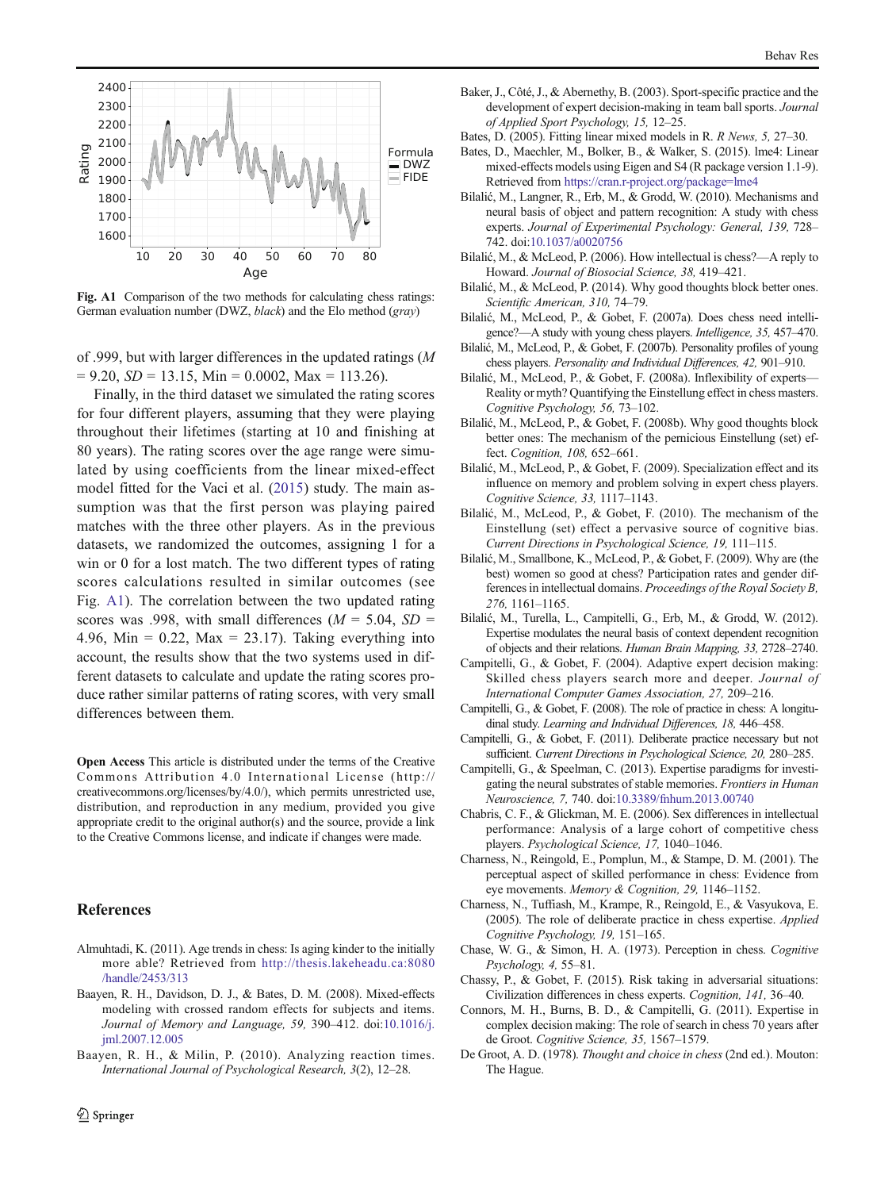Fig. A1 Comparison of the two methods for calculating chess ratings: German evaluation number (DWZ, *black*) and the Elo method (*gray*)

of .999, but with larger differences in the updated ratings ($M = 9.20$, $SD = 13.15$, Min = 0.0002, Max = 113.26).

Finally, in the third dataset we simulated the rating scores for four different players, assuming that they were playing throughout their lifetimes (starting at 10 and finishing at 80 years). The rating scores over the age range were simulated by using coefficients from the linear mixed-effect model fitted for the Vaci et al. (2015) study. The main assumption was that the first person was playing paired matches with the three other players. As in the previous datasets, we randomized the outcomes, assigning 1 for a win or 0 for a lost match. The two different types of rating scores calculations resulted in similar outcomes (see Fig. A1). The correlation between the two updated rating scores was .998, with small differences ($M = 5.04$, $SD = 4.96$, Min = 0.22, Max = 23.17). Taking everything into account, the results show that the two systems used in different datasets to calculate and update the rating scores produce rather similar patterns of rating scores, with very small differences between them.

**Open Access** This article is distributed under the terms of the Creative Commons Attribution 4.0 International License (http://creativecommons.org/licenses/by/4.0/), which permits unrestricted use, distribution, and reproduction in any medium, provided you give appropriate credit to the original author(s) and the source, provide a link to the Creative Commons license, and indicate if changes were made.

## References

Almuhtadi, K. (2011). Age trends in chess: Is aging kinder to the initially more able? Retrieved from http://thesis.lakeheadu.ca:8080/handle/2453/313

Baayen, R. H., Davidson, D. J., & Bates, D. M. (2008). Mixed-effects modeling with crossed random effects for subjects and items. *Journal of Memory and Language, 59,* 390–412. doi:10.1016/j.jml.2007.12.005

Baayen, R. H., & Milin, P. (2010). Analyzing reaction times. *International Journal of Psychological Research, 3*(2), 12–28.

Baker, J., Côté, J., & Abernethy, B. (2003). Sport-specific practice and the development of expert decision-making in team ball sports. *Journal of Applied Sport Psychology, 15,* 12–25.

Bates, D. (2005). Fitting linear mixed models in R. *R News, 5,* 27–30.

Bates, D., Maechler, M., Bolker, B., & Walker, S. (2015). lme4: Linear mixed-effects models using Eigen and S4 (R package version 1.1-9). Retrieved from https://cran.r-project.org/package=lme4

Bilalić, M., Langner, R., Erb, M., & Grodd, W. (2010). Mechanisms and neural basis of object and pattern recognition: A study with chess experts. *Journal of Experimental Psychology: General, 139,* 728–742. doi:10.1037/a0020756

Bilalić, M., & McLeod, P. (2006). How intellectual is chess?—A reply to Howard. *Journal of Biosocial Science, 38,* 419–421.

Bilalić, M., & McLeod, P. (2014). Why good thoughts block better ones. *Scientific American, 310,* 74–79.

Bilalić, M., McLeod, P., & Gobet, F. (2007a). Does chess need intelligence?—A study with young chess players. *Intelligence, 35,* 457–470.

Bilalić, M., McLeod, P., & Gobet, F. (2007b). Personality profiles of young chess players. *Personality and Individual Differences, 42,* 901–910.

Bilalić, M., McLeod, P., & Gobet, F. (2008a). Inflexibility of experts—Reality or myth? Quantifying the Einstellung effect in chess masters. *Cognitive Psychology, 56,* 73–102.

Bilalić, M., McLeod, P., & Gobet, F. (2008b). Why good thoughts block better ones: The mechanism of the pernicious Einstellung (set) effect. *Cognition, 108,* 652–661.

Bilalić, M., McLeod, P., & Gobet, F. (2009). Specialization effect and its influence on memory and problem solving in expert chess players. *Cognitive Science, 33,* 1117–1143.

Bilalić, M., McLeod, P., & Gobet, F. (2010). The mechanism of the Einstellung (set) effect a pervasive source of cognitive bias. *Current Directions in Psychological Science, 19,* 111–115.

Bilalić, M., Smallbone, K., McLeod, P., & Gobet, F. (2009). Why are (the best) women so good at chess? Participation rates and gender differences in intellectual domains. *Proceedings of the Royal Society B, 276,* 1161–1165.

Bilalić, M., Turella, L., Campitelli, G., Erb, M., & Grodd, W. (2012). Expertise modulates the neural basis of context dependent recognition of objects and their relations. *Human Brain Mapping, 33,* 2728–2740.

Campitelli, G., & Gobet, F. (2004). Adaptive expert decision making: Skilled chess players search more and deeper. *Journal of International Computer Games Association, 27,* 209–216.

Campitelli, G., & Gobet, F. (2008). The role of practice in chess: A longitudinal study. *Learning and Individual Differences, 18,* 446–458.

Campitelli, G., & Gobet, F. (2011). Deliberate practice necessary but not sufficient. *Current Directions in Psychological Science, 20,* 280–285.

Campitelli, G., & Speelman, C. (2013). Expertise paradigms for investigating the neural substrates of stable memories. *Frontiers in Human Neuroscience, 7,* 740. doi:10.3389/fnhum.2013.00740

Chabris, C. F., & Glickman, M. E. (2006). Sex differences in intellectual performance: Analysis of a large cohort of competitive chess players. *Psychological Science, 17,* 1040–1046.

Charness, N., Reingold, E., Pomplun, M., & Stampe, D. M. (2001). The perceptual aspect of skilled performance in chess: Evidence from eye movements. *Memory & Cognition, 29,* 1146–1152.

Charness, N., Tuffiash, M., Krampe, R., Reingold, E., & Vasyukova, E. (2005). The role of deliberate practice in chess expertise. *Applied Cognitive Psychology, 19,* 151–165.

Chase, W. G., & Simon, H. A. (1973). Perception in chess. *Cognitive Psychology, 4,* 55–81.

Chassy, P., & Gobet, F. (2015). Risk taking in adversarial situations: Civilization differences in chess experts. *Cognition, 141,* 36–40.

Connors, M. H., Burns, B. D., & Campitelli, G. (2011). Expertise in complex decision making: The role of search in chess 70 years after de Groot. *Cognitive Science, 35,* 1567–1579.

De Groot, A. D. (1978). *Thought and choice in chess* (2nd ed.). Mouton: The Hague.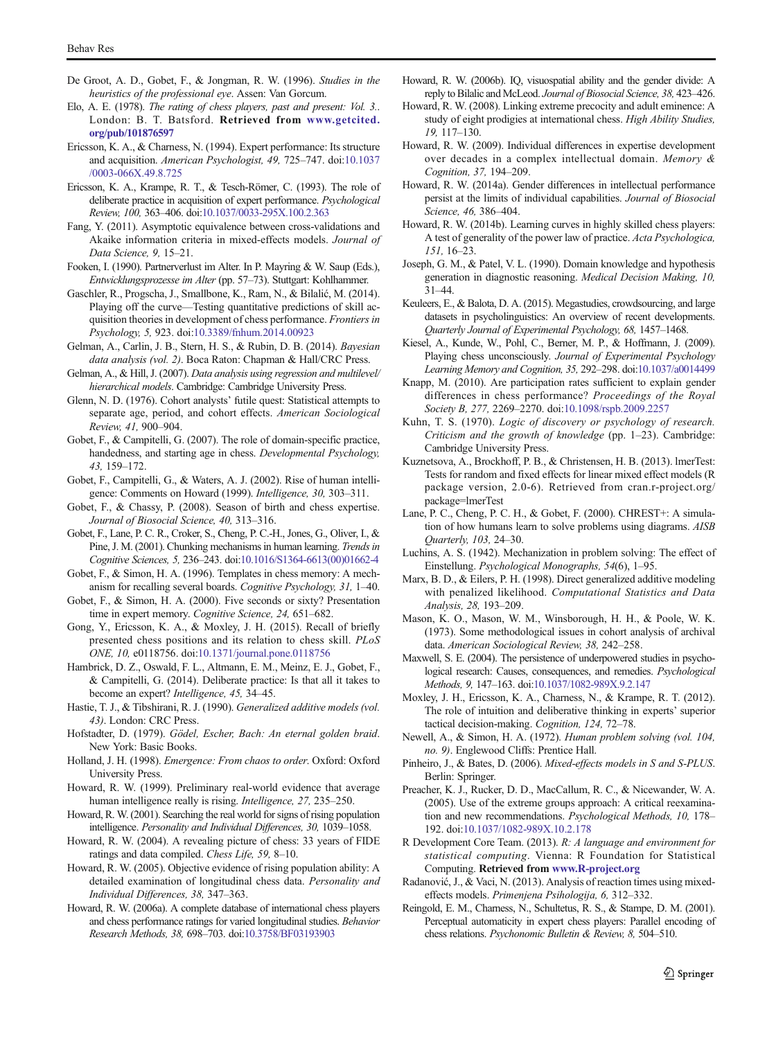De Groot, A. D., Gobet, F., & Jongman, R. W. (1996). *Studies in the heuristics of the professional eye*. Assen: Van Gorcum.

Elo, A. E. (1978). *The rating of chess players, past and present: Vol. 3.*. London: B. T. Batsford. **Retrieved from www.getcited.org/pub/101876597**

Ericsson, K. A., & Charness, N. (1994). Expert performance: Its structure and acquisition. *American Psychologist, 49,* 725–747. doi:10.1037/0003-066X.49.8.725

Ericsson, K. A., Krampe, R. T., & Tesch-Römer, C. (1993). The role of deliberate practice in acquisition of expert performance. *Psychological Review, 100,* 363–406. doi:10.1037/0033-295X.100.2.363

Fang, Y. (2011). Asymptotic equivalence between cross-validations and Akaike information criteria in mixed-effects models. *Journal of Data Science, 9,* 15–21.

Fooken, I. (1990). Partnerverlust im Alter. In P. Mayring & W. Saup (Eds.), *Entwicklungsprozesse im Alter* (pp. 57–73). Stuttgart: Kohlhammer.

Gaschler, R., Progscha, J., Smallbone, K., Ram, N., & Bilalić, M. (2014). Playing off the curve—Testing quantitative predictions of skill acquisition theories in development of chess performance. *Frontiers in Psychology, 5,* 923. doi:10.3389/fnhum.2014.00923

Gelman, A., Carlin, J. B., Stern, H. S., & Rubin, D. B. (2014). *Bayesian data analysis (vol. 2)*. Boca Raton: Chapman & Hall/CRC Press.

Gelman, A., & Hill, J. (2007). *Data analysis using regression and multilevel/hierarchical models*. Cambridge: Cambridge University Press.

Glenn, N. D. (1976). Cohort analysts' futile quest: Statistical attempts to separate age, period, and cohort effects. *American Sociological Review, 41,* 900–904.

Gobet, F., & Campitelli, G. (2007). The role of domain-specific practice, handedness, and starting age in chess. *Developmental Psychology, 43,* 159–172.

Gobet, F., Campitelli, G., & Waters, A. J. (2002). Rise of human intelligence: Comments on Howard (1999). *Intelligence, 30,* 303–311.

Gobet, F., & Chassy, P. (2008). Season of birth and chess expertise. *Journal of Biosocial Science, 40,* 313–316.

Gobet, F., Lane, P. C. R., Croker, S., Cheng, P. C.-H., Jones, G., Oliver, I., & Pine, J. M. (2001). Chunking mechanisms in human learning. *Trends in Cognitive Sciences, 5,* 236–243. doi:10.1016/S1364-6613(00)01662-4

Gobet, F., & Simon, H. A. (1996). Templates in chess memory: A mechanism for recalling several boards. *Cognitive Psychology, 31,* 1–40.

Gobet, F., & Simon, H. A. (2000). Five seconds or sixty? Presentation time in expert memory. *Cognitive Science, 24,* 651–682.

Gong, Y., Ericsson, K. A., & Moxley, J. H. (2015). Recall of briefly presented chess positions and its relation to chess skill. *PLoS ONE, 10,* e0118756. doi:10.1371/journal.pone.0118756

Hambrick, D. Z., Oswald, F. L., Altmann, E. M., Meinz, E. J., Gobet, F., & Campitelli, G. (2014). Deliberate practice: Is that all it takes to become an expert? *Intelligence, 45,* 34–45.

Hastie, T. J., & Tibshirani, R. J. (1990). *Generalized additive models (vol. 43)*. London: CRC Press.

Hofstadter, D. (1979). *Gödel, Escher, Bach: An eternal golden braid*. New York: Basic Books.

Holland, J. H. (1998). *Emergence: From chaos to order*. Oxford: Oxford University Press.

Howard, R. W. (1999). Preliminary real-world evidence that average human intelligence really is rising. *Intelligence, 27,* 235–250.

Howard, R. W. (2001). Searching the real world for signs of rising population intelligence. *Personality and Individual Differences, 30,* 1039–1058.

Howard, R. W. (2004). A revealing picture of chess: 33 years of FIDE ratings and data compiled. *Chess Life, 59,* 8–10.

Howard, R. W. (2005). Objective evidence of rising population ability: A detailed examination of longitudinal chess data. *Personality and Individual Differences, 38,* 347–363.

Howard, R. W. (2006a). A complete database of international chess players and chess performance ratings for varied longitudinal studies. *Behavior Research Methods, 38,* 698–703. doi:10.3758/BF03193903

Howard, R. W. (2006b). IQ, visuospatial ability and the gender divide: A reply to Bilalic and McLeod. *Journal of Biosocial Science, 38,* 423–426.

Howard, R. W. (2008). Linking extreme precocity and adult eminence: A study of eight prodigies at international chess. *High Ability Studies, 19,* 117–130.

Howard, R. W. (2009). Individual differences in expertise development over decades in a complex intellectual domain. *Memory & Cognition, 37,* 194–209.

Howard, R. W. (2014a). Gender differences in intellectual performance persist at the limits of individual capabilities. *Journal of Biosocial Science, 46,* 386–404.

Howard, R. W. (2014b). Learning curves in highly skilled chess players: A test of generality of the power law of practice. *Acta Psychologica, 151,* 16–23.

Joseph, G. M., & Patel, V. L. (1990). Domain knowledge and hypothesis generation in diagnostic reasoning. *Medical Decision Making, 10,* 31–44.

Keuleers, E., & Balota, D. A. (2015). Megastudies, crowdsourcing, and large datasets in psycholinguistics: An overview of recent developments. *Quarterly Journal of Experimental Psychology, 68,* 1457–1468.

Kiesel, A., Kunde, W., Pohl, C., Berner, M. P., & Hoffmann, J. (2009). Playing chess unconsciously. *Journal of Experimental Psychology Learning Memory and Cognition, 35,* 292–298. doi:10.1037/a0014499

Knapp, M. (2010). Are participation rates sufficient to explain gender differences in chess performance? *Proceedings of the Royal Society B, 277,* 2269–2270. doi:10.1098/rspb.2009.2257

Kuhn, T. S. (1970). *Logic of discovery or psychology of research. Criticism and the growth of knowledge* (pp. 1–23). Cambridge: Cambridge University Press.

Kuznetsova, A., Brockhoff, P. B., & Christensen, H. B. (2013). lmerTest: Tests for random and fixed effects for linear mixed effect models (R package version, 2.0-6). Retrieved from cran.r-project.org/package=lmerTest

Lane, P. C., Cheng, P. C. H., & Gobet, F. (2000). CHREST+: A simulation of how humans learn to solve problems using diagrams. *AISB Quarterly, 103,* 24–30.

Luchins, A. S. (1942). Mechanization in problem solving: The effect of Einstellung. *Psychological Monographs, 54*(6), 1–95.

Marx, B. D., & Eilers, P. H. (1998). Direct generalized additive modeling with penalized likelihood. *Computational Statistics and Data Analysis, 28,* 193–209.

Mason, K. O., Mason, W. M., Winsborough, H. H., & Poole, W. K. (1973). Some methodological issues in cohort analysis of archival data. *American Sociological Review, 38,* 242–258.

Maxwell, S. E. (2004). The persistence of underpowered studies in psychological research: Causes, consequences, and remedies. *Psychological Methods, 9,* 147–163. doi:10.1037/1082-989X.9.2.147

Moxley, J. H., Ericsson, K. A., Charness, N., & Krampe, R. T. (2012). The role of intuition and deliberative thinking in experts' superior tactical decision-making. *Cognition, 124,* 72–78.

Newell, A., & Simon, H. A. (1972). *Human problem solving (vol. 104, no. 9)*. Englewood Cliffs: Prentice Hall.

Pinheiro, J., & Bates, D. (2006). *Mixed-effects models in S and S-PLUS*. Berlin: Springer.

Preacher, K. J., Rucker, D. D., MacCallum, R. C., & Nicewander, W. A. (2005). Use of the extreme groups approach: A critical reexamination and new recommendations. *Psychological Methods, 10,* 178–192. doi:10.1037/1082-989X.10.2.178

R Development Core Team. (2013). *R: A language and environment for statistical computing*. Vienna: R Foundation for Statistical Computing. **Retrieved from www.R-project.org**

Radanović, J., & Vaci, N. (2013). Analysis of reaction times using mixed-effects models. *Primenjena Psihologija, 6,* 312–332.

Reingold, E. M., Charness, N., Schultetus, R. S., & Stampe, D. M. (2001). Perceptual automaticity in expert chess players: Parallel encoding of chess relations. *Psychonomic Bulletin & Review, 8,* 504–510.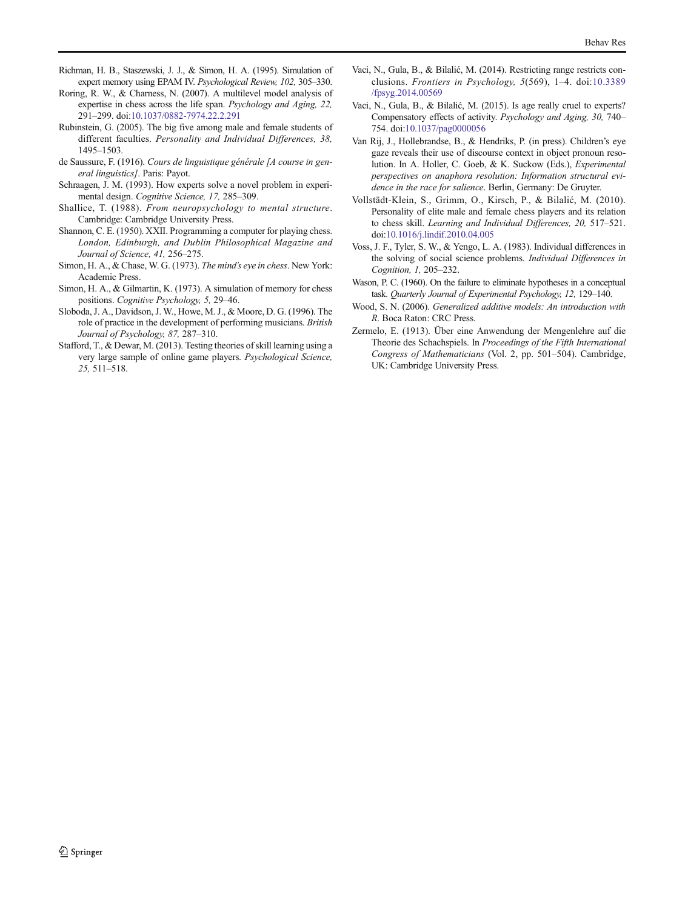Richman, H. B., Staszewski, J. J., & Simon, H. A. (1995). Simulation of expert memory using EPAM IV. *Psychological Review, 102,* 305–330.

Roring, R. W., & Charness, N. (2007). A multilevel model analysis of expertise in chess across the life span. *Psychology and Aging, 22,* 291–299. doi:10.1037/0882-7974.22.2.291

Rubinstein, G. (2005). The big five among male and female students of different faculties. *Personality and Individual Differences, 38,* 1495–1503.

de Saussure, F. (1916). *Cours de linguistique générale [A course in general linguistics]*. Paris: Payot.

Schraagen, J. M. (1993). How experts solve a novel problem in experimental design. *Cognitive Science, 17,* 285–309.

Shallice, T. (1988). *From neuropsychology to mental structure*. Cambridge: Cambridge University Press.

Shannon, C. E. (1950). XXII. Programming a computer for playing chess. *London, Edinburgh, and Dublin Philosophical Magazine and Journal of Science, 41,* 256–275.

Simon, H. A., & Chase, W. G. (1973). *The mind's eye in chess*. New York: Academic Press.

Simon, H. A., & Gilmartin, K. (1973). A simulation of memory for chess positions. *Cognitive Psychology, 5,* 29–46.

Sloboda, J. A., Davidson, J. W., Howe, M. J., & Moore, D. G. (1996). The role of practice in the development of performing musicians. *British Journal of Psychology, 87,* 287–310.

Stafford, T., & Dewar, M. (2013). Testing theories of skill learning using a very large sample of online game players. *Psychological Science, 25,* 511–518.

Vaci, N., Gula, B., & Bilalić, M. (2014). Restricting range restricts conclusions. *Frontiers in Psychology, 5*(569), 1–4. doi:10.3389/fpsyg.2014.00569

Vaci, N., Gula, B., & Bilalić, M. (2015). Is age really cruel to experts? Compensatory effects of activity. *Psychology and Aging, 30,* 740–754. doi:10.1037/pag0000056

Van Rij, J., Hollebrandse, B., & Hendriks, P. (in press). Children's eye gaze reveals their use of discourse context in object pronoun resolution. In A. Holler, C. Goeb, & K. Suckow (Eds.), *Experimental perspectives on anaphora resolution: Information structural evidence in the race for salience*. Berlin, Germany: De Gruyter.

Vollstädt-Klein, S., Grimm, O., Kirsch, P., & Bilalić, M. (2010). Personality of elite male and female chess players and its relation to chess skill. *Learning and Individual Differences, 20,* 517–521. doi:10.1016/j.lindif.2010.04.005

Voss, J. F., Tyler, S. W., & Yengo, L. A. (1983). Individual differences in the solving of social science problems. *Individual Differences in Cognition, 1,* 205–232.

Wason, P. C. (1960). On the failure to eliminate hypotheses in a conceptual task. *Quarterly Journal of Experimental Psychology, 12,* 129–140.

Wood, S. N. (2006). *Generalized additive models: An introduction with R*. Boca Raton: CRC Press.

Zermelo, E. (1913). Über eine Anwendung der Mengenlehre auf die Theorie des Schachspiels. In *Proceedings of the Fifth International Congress of Mathematicians* (Vol. 2, pp. 501–504). Cambridge, UK: Cambridge University Press.